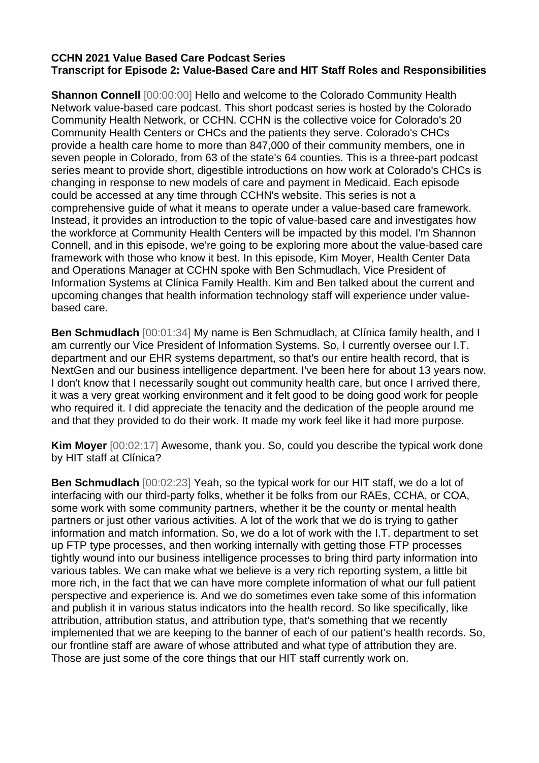**CCHN 2021 Value Based Care Podcast Series**
**Transcript for Episode 2: Value-Based Care and HIT Staff Roles and Responsibilities**

**Shannon Connell** [00:00:00] Hello and welcome to the Colorado Community Health Network value-based care podcast. This short podcast series is hosted by the Colorado Community Health Network, or CCHN. CCHN is the collective voice for Colorado's 20 Community Health Centers or CHCs and the patients they serve. Colorado's CHCs provide a health care home to more than 847,000 of their community members, one in seven people in Colorado, from 63 of the state's 64 counties. This is a three-part podcast series meant to provide short, digestible introductions on how work at Colorado's CHCs is changing in response to new models of care and payment in Medicaid. Each episode could be accessed at any time through CCHN's website. This series is not a comprehensive guide of what it means to operate under a value-based care framework. Instead, it provides an introduction to the topic of value-based care and investigates how the workforce at Community Health Centers will be impacted by this model. I'm Shannon Connell, and in this episode, we're going to be exploring more about the value-based care framework with those who know it best. In this episode, Kim Moyer, Health Center Data and Operations Manager at CCHN spoke with Ben Schmudlach, Vice President of Information Systems at Clínica Family Health. Kim and Ben talked about the current and upcoming changes that health information technology staff will experience under value-based care.

**Ben Schmudlach** [00:01:34] My name is Ben Schmudlach, at Clínica family health, and I am currently our Vice President of Information Systems. So, I currently oversee our I.T. department and our EHR systems department, so that's our entire health record, that is NextGen and our business intelligence department. I've been here for about 13 years now. I don't know that I necessarily sought out community health care, but once I arrived there, it was a very great working environment and it felt good to be doing good work for people who required it. I did appreciate the tenacity and the dedication of the people around me and that they provided to do their work. It made my work feel like it had more purpose.

**Kim Moyer** [00:02:17] Awesome, thank you. So, could you describe the typical work done by HIT staff at Clínica?

**Ben Schmudlach** [00:02:23] Yeah, so the typical work for our HIT staff, we do a lot of interfacing with our third-party folks, whether it be folks from our RAEs, CCHA, or COA, some work with some community partners, whether it be the county or mental health partners or just other various activities. A lot of the work that we do is trying to gather information and match information. So, we do a lot of work with the I.T. department to set up FTP type processes, and then working internally with getting those FTP processes tightly wound into our business intelligence processes to bring third party information into various tables. We can make what we believe is a very rich reporting system, a little bit more rich, in the fact that we can have more complete information of what our full patient perspective and experience is. And we do sometimes even take some of this information and publish it in various status indicators into the health record. So like specifically, like attribution, attribution status, and attribution type, that's something that we recently implemented that we are keeping to the banner of each of our patient's health records. So, our frontline staff are aware of whose attributed and what type of attribution they are. Those are just some of the core things that our HIT staff currently work on.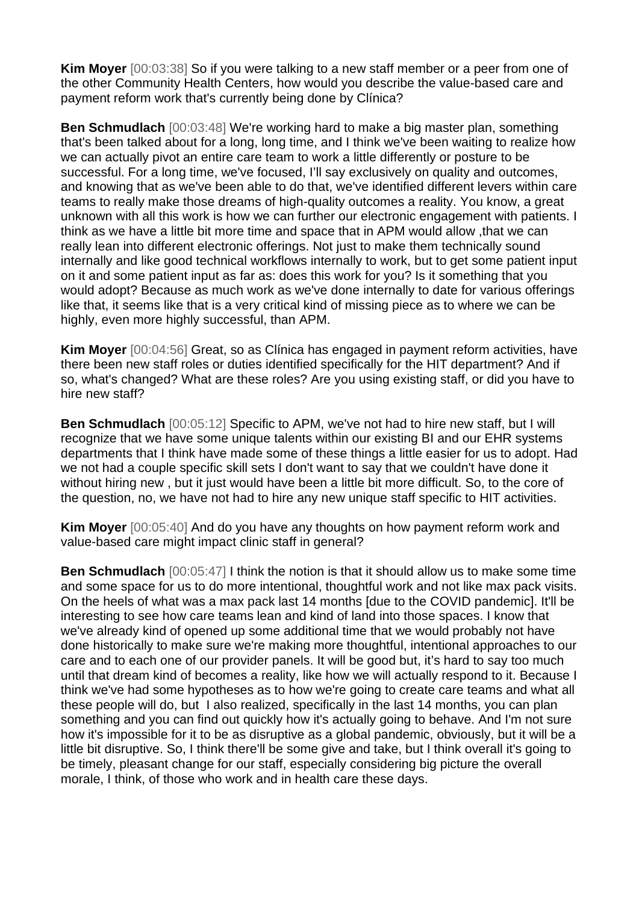**Kim Moyer** [00:03:38] So if you were talking to a new staff member or a peer from one of the other Community Health Centers, how would you describe the value-based care and payment reform work that's currently being done by Clínica?

**Ben Schmudlach** [00:03:48] We're working hard to make a big master plan, something that's been talked about for a long, long time, and I think we've been waiting to realize how we can actually pivot an entire care team to work a little differently or posture to be successful. For a long time, we've focused, I'll say exclusively on quality and outcomes, and knowing that as we've been able to do that, we've identified different levers within care teams to really make those dreams of high-quality outcomes a reality. You know, a great unknown with all this work is how we can further our electronic engagement with patients. I think as we have a little bit more time and space that in APM would allow ,that we can really lean into different electronic offerings. Not just to make them technically sound internally and like good technical workflows internally to work, but to get some patient input on it and some patient input as far as: does this work for you? Is it something that you would adopt? Because as much work as we've done internally to date for various offerings like that, it seems like that is a very critical kind of missing piece as to where we can be highly, even more highly successful, than APM.

**Kim Moyer** [00:04:56] Great, so as Clínica has engaged in payment reform activities, have there been new staff roles or duties identified specifically for the HIT department? And if so, what's changed? What are these roles? Are you using existing staff, or did you have to hire new staff?

**Ben Schmudlach** [00:05:12] Specific to APM, we've not had to hire new staff, but I will recognize that we have some unique talents within our existing BI and our EHR systems departments that I think have made some of these things a little easier for us to adopt. Had we not had a couple specific skill sets I don't want to say that we couldn't have done it without hiring new , but it just would have been a little bit more difficult. So, to the core of the question, no, we have not had to hire any new unique staff specific to HIT activities.

**Kim Moyer** [00:05:40] And do you have any thoughts on how payment reform work and value-based care might impact clinic staff in general?

**Ben Schmudlach** [00:05:47] I think the notion is that it should allow us to make some time and some space for us to do more intentional, thoughtful work and not like max pack visits. On the heels of what was a max pack last 14 months [due to the COVID pandemic]. It'll be interesting to see how care teams lean and kind of land into those spaces. I know that we've already kind of opened up some additional time that we would probably not have done historically to make sure we're making more thoughtful, intentional approaches to our care and to each one of our provider panels. It will be good but, it's hard to say too much until that dream kind of becomes a reality, like how we will actually respond to it. Because I think we've had some hypotheses as to how we're going to create care teams and what all these people will do, but I also realized, specifically in the last 14 months, you can plan something and you can find out quickly how it's actually going to behave. And I'm not sure how it's impossible for it to be as disruptive as a global pandemic, obviously, but it will be a little bit disruptive. So, I think there'll be some give and take, but I think overall it's going to be timely, pleasant change for our staff, especially considering big picture the overall morale, I think, of those who work and in health care these days.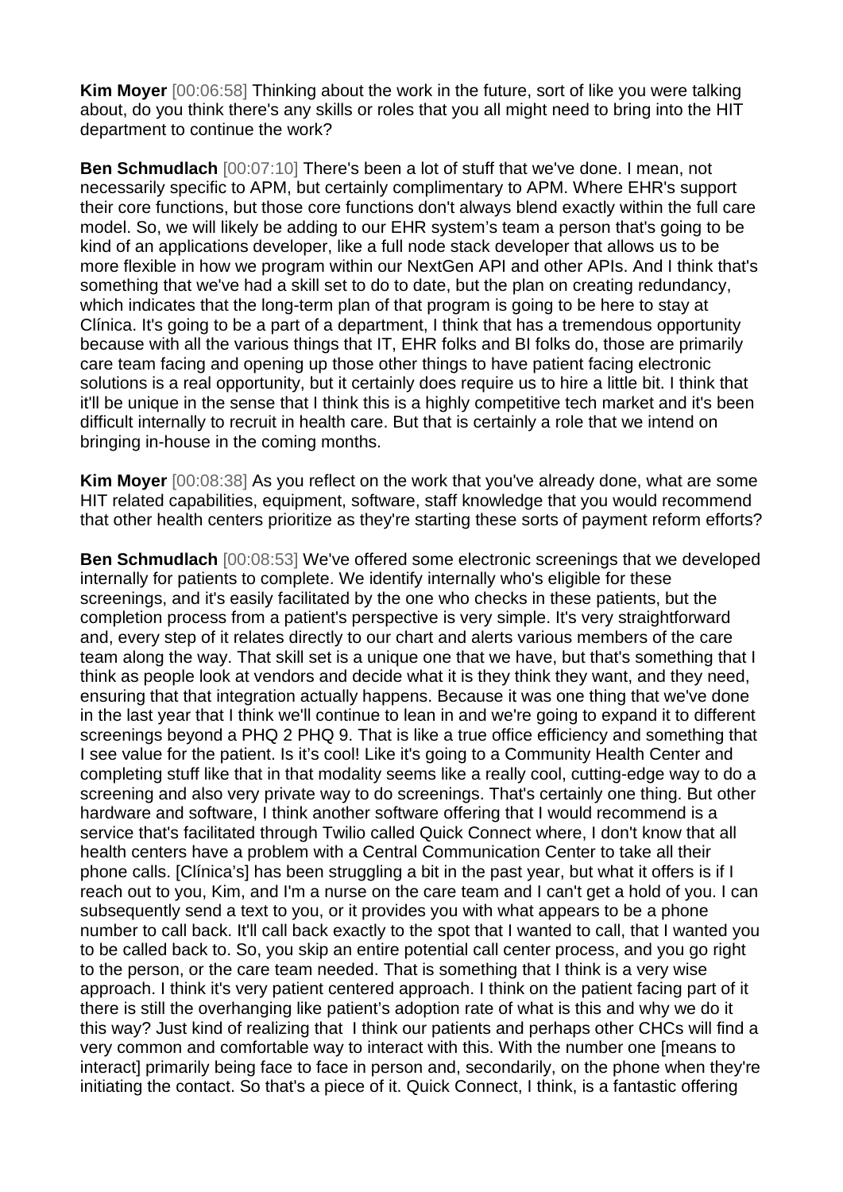**Kim Moyer** [00:06:58] Thinking about the work in the future, sort of like you were talking about, do you think there's any skills or roles that you all might need to bring into the HIT department to continue the work?

**Ben Schmudlach** [00:07:10] There's been a lot of stuff that we've done. I mean, not necessarily specific to APM, but certainly complimentary to APM. Where EHR's support their core functions, but those core functions don't always blend exactly within the full care model. So, we will likely be adding to our EHR system's team a person that's going to be kind of an applications developer, like a full node stack developer that allows us to be more flexible in how we program within our NextGen API and other APIs. And I think that's something that we've had a skill set to do to date, but the plan on creating redundancy, which indicates that the long-term plan of that program is going to be here to stay at Clínica. It's going to be a part of a department, I think that has a tremendous opportunity because with all the various things that IT, EHR folks and BI folks do, those are primarily care team facing and opening up those other things to have patient facing electronic solutions is a real opportunity, but it certainly does require us to hire a little bit. I think that it'll be unique in the sense that I think this is a highly competitive tech market and it's been difficult internally to recruit in health care. But that is certainly a role that we intend on bringing in-house in the coming months.

**Kim Moyer** [00:08:38] As you reflect on the work that you've already done, what are some HIT related capabilities, equipment, software, staff knowledge that you would recommend that other health centers prioritize as they're starting these sorts of payment reform efforts?

**Ben Schmudlach** [00:08:53] We've offered some electronic screenings that we developed internally for patients to complete. We identify internally who's eligible for these screenings, and it's easily facilitated by the one who checks in these patients, but the completion process from a patient's perspective is very simple. It's very straightforward and, every step of it relates directly to our chart and alerts various members of the care team along the way. That skill set is a unique one that we have, but that's something that I think as people look at vendors and decide what it is they think they want, and they need, ensuring that that integration actually happens. Because it was one thing that we've done in the last year that I think we'll continue to lean in and we're going to expand it to different screenings beyond a PHQ 2 PHQ 9. That is like a true office efficiency and something that I see value for the patient. Is it's cool! Like it's going to a Community Health Center and completing stuff like that in that modality seems like a really cool, cutting-edge way to do a screening and also very private way to do screenings. That's certainly one thing. But other hardware and software, I think another software offering that I would recommend is a service that's facilitated through Twilio called Quick Connect where, I don't know that all health centers have a problem with a Central Communication Center to take all their phone calls. [Clínica's] has been struggling a bit in the past year, but what it offers is if I reach out to you, Kim, and I'm a nurse on the care team and I can't get a hold of you. I can subsequently send a text to you, or it provides you with what appears to be a phone number to call back. It'll call back exactly to the spot that I wanted to call, that I wanted you to be called back to. So, you skip an entire potential call center process, and you go right to the person, or the care team needed. That is something that I think is a very wise approach. I think it's very patient centered approach. I think on the patient facing part of it there is still the overhanging like patient's adoption rate of what is this and why we do it this way? Just kind of realizing that I think our patients and perhaps other CHCs will find a very common and comfortable way to interact with this. With the number one [means to interact] primarily being face to face in person and, secondarily, on the phone when they're initiating the contact. So that's a piece of it. Quick Connect, I think, is a fantastic offering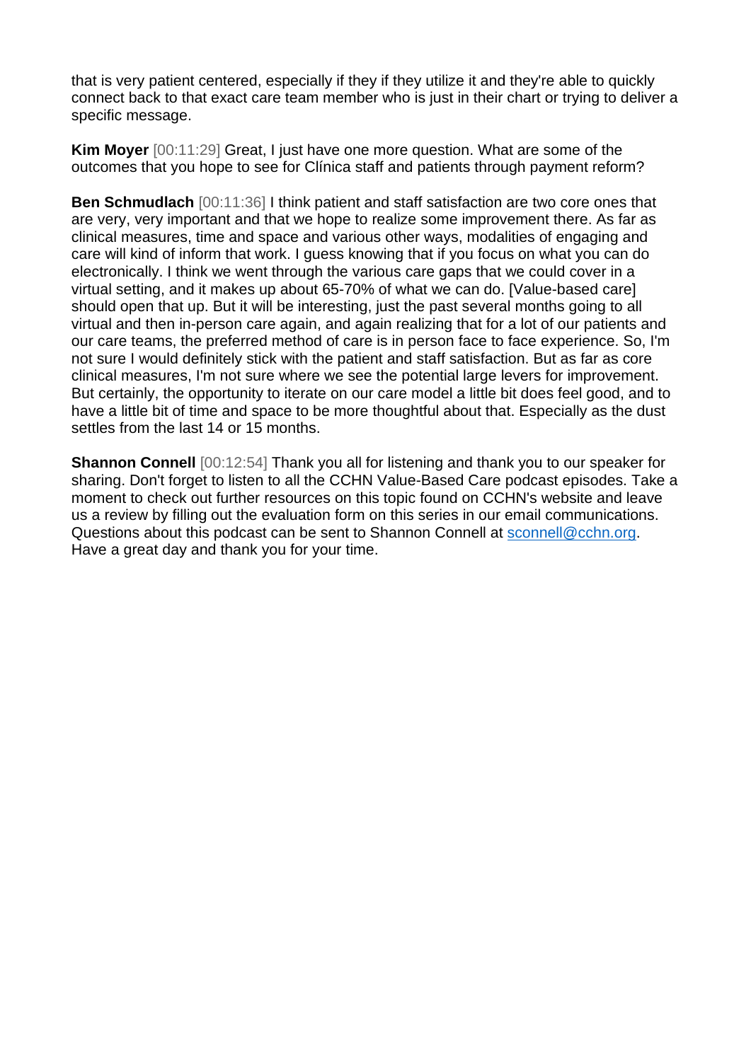that is very patient centered, especially if they if they utilize it and they're able to quickly connect back to that exact care team member who is just in their chart or trying to deliver a specific message.

**Kim Moyer** [00:11:29] Great, I just have one more question. What are some of the outcomes that you hope to see for Clínica staff and patients through payment reform?

**Ben Schmudlach** [00:11:36] I think patient and staff satisfaction are two core ones that are very, very important and that we hope to realize some improvement there. As far as clinical measures, time and space and various other ways, modalities of engaging and care will kind of inform that work. I guess knowing that if you focus on what you can do electronically. I think we went through the various care gaps that we could cover in a virtual setting, and it makes up about 65-70% of what we can do. [Value-based care] should open that up. But it will be interesting, just the past several months going to all virtual and then in-person care again, and again realizing that for a lot of our patients and our care teams, the preferred method of care is in person face to face experience. So, I'm not sure I would definitely stick with the patient and staff satisfaction. But as far as core clinical measures, I'm not sure where we see the potential large levers for improvement. But certainly, the opportunity to iterate on our care model a little bit does feel good, and to have a little bit of time and space to be more thoughtful about that. Especially as the dust settles from the last 14 or 15 months.

**Shannon Connell** [00:12:54] Thank you all for listening and thank you to our speaker for sharing. Don't forget to listen to all the CCHN Value-Based Care podcast episodes. Take a moment to check out further resources on this topic found on CCHN's website and leave us a review by filling out the evaluation form on this series in our email communications. Questions about this podcast can be sent to Shannon Connell at sconnell@cchn.org. Have a great day and thank you for your time.